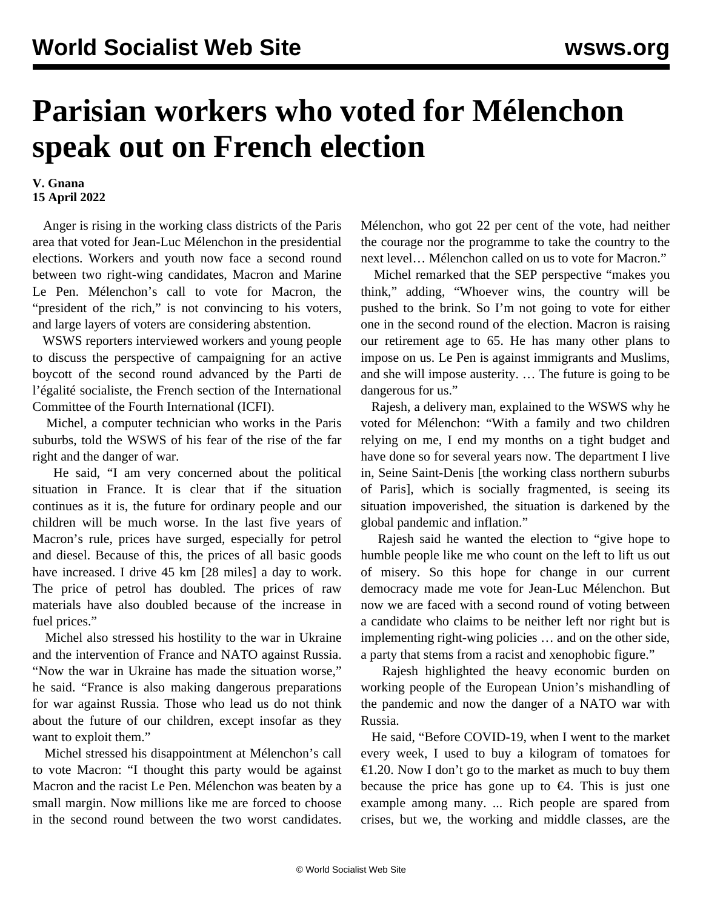# Parisian workers who voted for Mélenchon speak out on French election

**V. Gnana**
**15 April 2022**

Anger is rising in the working class districts of the Paris area that voted for Jean-Luc Mélenchon in the presidential elections. Workers and youth now face a second round between two right-wing candidates, Macron and Marine Le Pen. Mélenchon's call to vote for Macron, the "president of the rich," is not convincing to his voters, and large layers of voters are considering abstention.

WSWS reporters interviewed workers and young people to discuss the perspective of campaigning for an active boycott of the second round advanced by the Parti de l'égalité socialiste, the French section of the International Committee of the Fourth International (ICFI).

Michel, a computer technician who works in the Paris suburbs, told the WSWS of his fear of the rise of the far right and the danger of war.

He said, "I am very concerned about the political situation in France. It is clear that if the situation continues as it is, the future for ordinary people and our children will be much worse. In the last five years of Macron's rule, prices have surged, especially for petrol and diesel. Because of this, the prices of all basic goods have increased. I drive 45 km [28 miles] a day to work. The price of petrol has doubled. The prices of raw materials have also doubled because of the increase in fuel prices."

Michel also stressed his hostility to the war in Ukraine and the intervention of France and NATO against Russia. "Now the war in Ukraine has made the situation worse," he said. "France is also making dangerous preparations for war against Russia. Those who lead us do not think about the future of our children, except insofar as they want to exploit them."

Michel stressed his disappointment at Mélenchon's call to vote Macron: "I thought this party would be against Macron and the racist Le Pen. Mélenchon was beaten by a small margin. Now millions like me are forced to choose in the second round between the two worst candidates. Mélenchon, who got 22 per cent of the vote, had neither the courage nor the programme to take the country to the next level… Mélenchon called on us to vote for Macron."

Michel remarked that the SEP perspective "makes you think," adding, "Whoever wins, the country will be pushed to the brink. So I'm not going to vote for either one in the second round of the election. Macron is raising our retirement age to 65. He has many other plans to impose on us. Le Pen is against immigrants and Muslims, and she will impose austerity. … The future is going to be dangerous for us."

Rajesh, a delivery man, explained to the WSWS why he voted for Mélenchon: "With a family and two children relying on me, I end my months on a tight budget and have done so for several years now. The department I live in, Seine Saint-Denis [the working class northern suburbs of Paris], which is socially fragmented, is seeing its situation impoverished, the situation is darkened by the global pandemic and inflation."

Rajesh said he wanted the election to "give hope to humble people like me who count on the left to lift us out of misery. So this hope for change in our current democracy made me vote for Jean-Luc Mélenchon. But now we are faced with a second round of voting between a candidate who claims to be neither left nor right but is implementing right-wing policies … and on the other side, a party that stems from a racist and xenophobic figure."

Rajesh highlighted the heavy economic burden on working people of the European Union's mishandling of the pandemic and now the danger of a NATO war with Russia.

He said, "Before COVID-19, when I went to the market every week, I used to buy a kilogram of tomatoes for €1.20. Now I don't go to the market as much to buy them because the price has gone up to €4. This is just one example among many. ... Rich people are spared from crises, but we, the working and middle classes, are the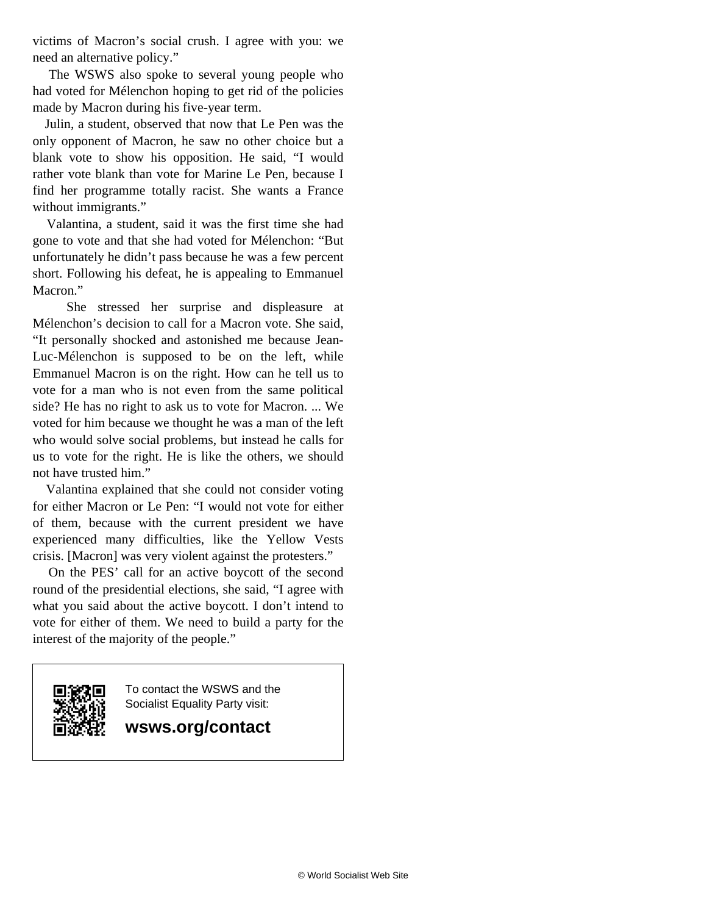victims of Macron's social crush. I agree with you: we need an alternative policy."

The WSWS also spoke to several young people who had voted for Mélenchon hoping to get rid of the policies made by Macron during his five-year term.

Julin, a student, observed that now that Le Pen was the only opponent of Macron, he saw no other choice but a blank vote to show his opposition. He said, "I would rather vote blank than vote for Marine Le Pen, because I find her programme totally racist. She wants a France without immigrants."

Valantina, a student, said it was the first time she had gone to vote and that she had voted for Mélenchon: "But unfortunately he didn't pass because he was a few percent short. Following his defeat, he is appealing to Emmanuel Macron."

She stressed her surprise and displeasure at Mélenchon's decision to call for a Macron vote. She said, "It personally shocked and astonished me because Jean-Luc-Mélenchon is supposed to be on the left, while Emmanuel Macron is on the right. How can he tell us to vote for a man who is not even from the same political side? He has no right to ask us to vote for Macron. ... We voted for him because we thought he was a man of the left who would solve social problems, but instead he calls for us to vote for the right. He is like the others, we should not have trusted him."

Valantina explained that she could not consider voting for either Macron or Le Pen: "I would not vote for either of them, because with the current president we have experienced many difficulties, like the Yellow Vests crisis. [Macron] was very violent against the protesters."

On the PES' call for an active boycott of the second round of the presidential elections, she said, "I agree with what you said about the active boycott. I don't intend to vote for either of them. We need to build a party for the interest of the majority of the people."

To contact the WSWS and the Socialist Equality Party visit:

**wsws.org/contact**